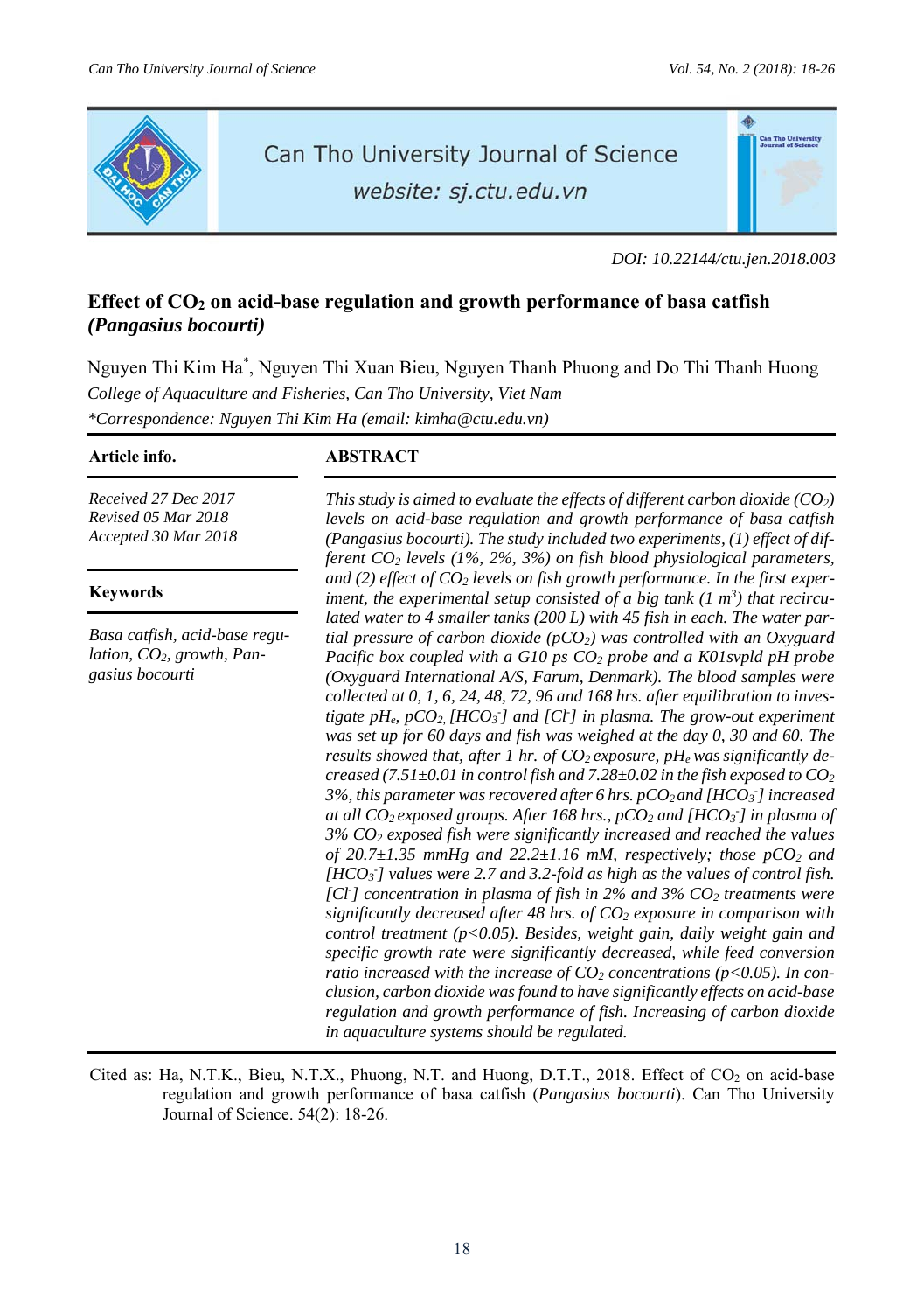Can Tho University Journal of Science

website: sj.ctu.edu.vn

DOI: 10.22144/ctu.jen.2018.003

# Effect of $CO_2$ on acid-base regulation and growth performance of basa catfish (*Pangasius bocourti*)

Nguyen Thi Kim Ha*, Nguyen Thi Xuan Bieu, Nguyen Thanh Phuong and Do Thi Thanh Huong

*College of Aquaculture and Fisheries, Can Tho University, Viet Nam*

*\*Correspondence: Nguyen Thi Kim Ha (email: kimha@ctu.edu.vn)*

**Article info.**

*Received 27 Dec 2017*
*Revised 05 Mar 2018*
*Accepted 30 Mar 2018*

**Keywords**

*Basa catfish, acid-base regulation, $CO_2$, growth, Pangasius bocourti*

## ABSTRACT

*This study is aimed to evaluate the effects of different carbon dioxide ($CO_2$) levels on acid-base regulation and growth performance of basa catfish (Pangasius bocourti). The study included two experiments, (1) effect of different $CO_2$ levels (1%, 2%, 3%) on fish blood physiological parameters, and (2) effect of $CO_2$ levels on fish growth performance. In the first experiment, the experimental setup consisted of a big tank (1 $m^3$) that recirculated water to 4 smaller tanks (200 L) with 45 fish in each. The water partial pressure of carbon dioxide ($pCO_2$) was controlled with an Oxyguard Pacific box coupled with a G10 ps $CO_2$ probe and a K01svpld pH probe (Oxyguard International A/S, Farum, Denmark). The blood samples were collected at 0, 1, 6, 24, 48, 72, 96 and 168 hrs. after equilibration to investigate $pH_e$, $pCO_2$, $[HCO_3^-]$ and $[Cl^-]$ in plasma. The grow-out experiment was set up for 60 days and fish was weighed at the day 0, 30 and 60. The results showed that, after 1 hr. of $CO_2$ exposure, $pH_e$ was significantly decreased (7.51±0.01 in control fish and 7.28±0.02 in the fish exposed to $CO_2$ 3%, this parameter was recovered after 6 hrs. $pCO_2$ and $[HCO_3^-]$ increased at all $CO_2$ exposed groups. After 168 hrs., $pCO_2$ and $[HCO_3^-]$ in plasma of 3% $CO_2$ exposed fish were significantly increased and reached the values of 20.7±1.35 mmHg and 22.2±1.16 mM, respectively; those $pCO_2$ and $[HCO_3^-]$ values were 2.7 and 3.2-fold as high as the values of control fish. $[Cl^-]$ concentration in plasma of fish in 2% and 3% $CO_2$ treatments were significantly decreased after 48 hrs. of $CO_2$ exposure in comparison with control treatment ($p<0.05$). Besides, weight gain, daily weight gain and specific growth rate were significantly decreased, while feed conversion ratio increased with the increase of $CO_2$ concentrations ($p<0.05$). In conclusion, carbon dioxide was found to have significantly effects on acid-base regulation and growth performance of fish. Increasing of carbon dioxide in aquaculture systems should be regulated.*

Cited as: Ha, N.T.K., Bieu, N.T.X., Phuong, N.T. and Huong, D.T.T., 2018. Effect of $CO_2$ on acid-base regulation and growth performance of basa catfish (*Pangasius bocourti*). Can Tho University Journal of Science. 54(2): 18-26.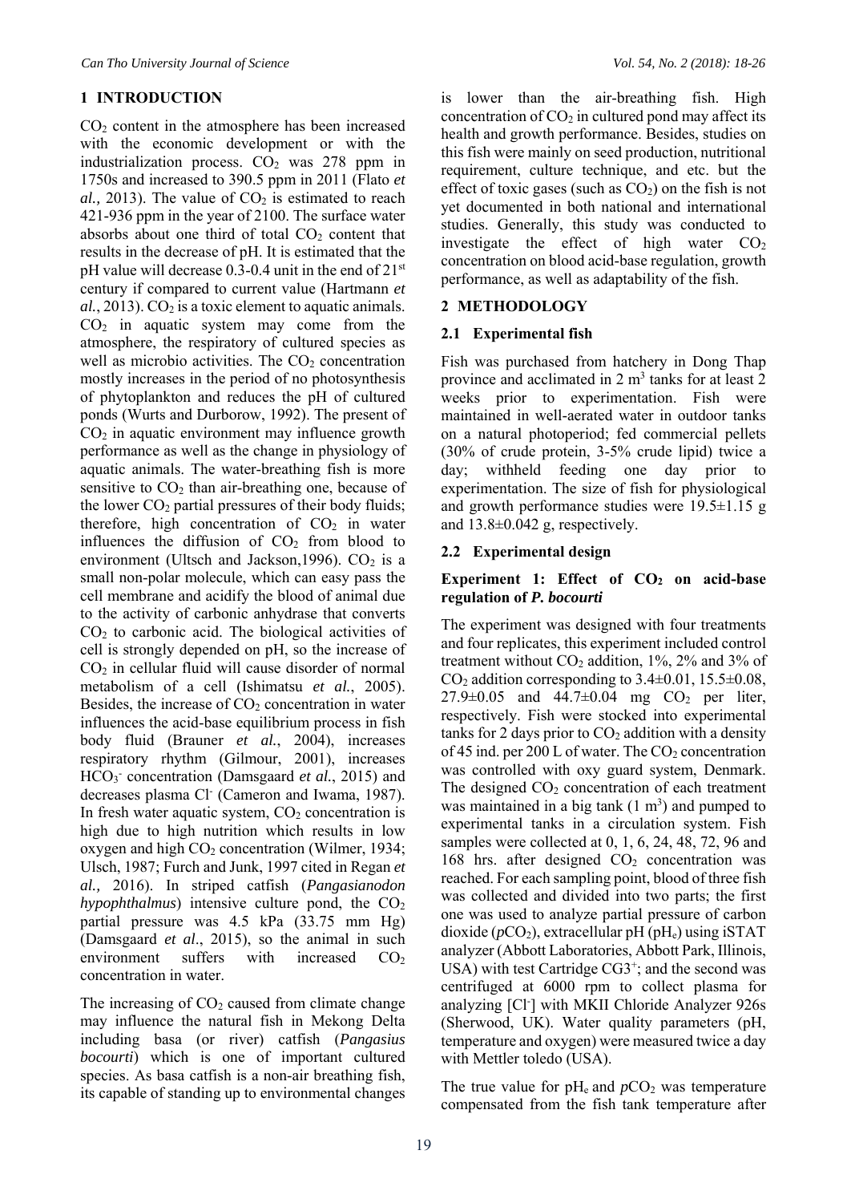## 1 INTRODUCTION

$CO_2$ content in the atmosphere has been increased with the economic development or with the industrialization process. $CO_2$ was 278 ppm in 1750s and increased to 390.5 ppm in 2011 (Flato *et al.,* 2013). The value of $CO_2$ is estimated to reach 421-936 ppm in the year of 2100. The surface water absorbs about one third of total $CO_2$ content that results in the decrease of pH. It is estimated that the pH value will decrease 0.3-0.4 unit in the end of $21^{st}$ century if compared to current value (Hartmann *et al.*, 2013). $CO_2$ is a toxic element to aquatic animals. $CO_2$ in aquatic system may come from the atmosphere, the respiratory of cultured species as well as microbio activities. The $CO_2$ concentration mostly increases in the period of no photosynthesis of phytoplankton and reduces the pH of cultured ponds (Wurts and Durborow, 1992). The present of $CO_2$ in aquatic environment may influence growth performance as well as the change in physiology of aquatic animals. The water-breathing fish is more sensitive to $CO_2$ than air-breathing one, because of the lower $CO_2$ partial pressures of their body fluids; therefore, high concentration of $CO_2$ in water influences the diffusion of $CO_2$ from blood to environment (Ultsch and Jackson,1996). $CO_2$ is a small non-polar molecule, which can easy pass the cell membrane and acidify the blood of animal due to the activity of carbonic anhydrase that converts $CO_2$ to carbonic acid. The biological activities of cell is strongly depended on pH, so the increase of $CO_2$ in cellular fluid will cause disorder of normal metabolism of a cell (Ishimatsu *et al.*, 2005). Besides, the increase of $CO_2$ concentration in water influences the acid-base equilibrium process in fish body fluid (Brauner *et al.*, 2004), increases respiratory rhythm (Gilmour, 2001), increases $HCO_3^-$ concentration (Damsgaard *et al.*, 2015) and decreases plasma $Cl^-$ (Cameron and Iwama, 1987). In fresh water aquatic system, $CO_2$ concentration is high due to high nutrition which results in low oxygen and high $CO_2$ concentration (Wilmer, 1934; Ulsch, 1987; Furch and Junk, 1997 cited in Regan *et al.,* 2016). In striped catfish (*Pangasianodon hypophthalmus*) intensive culture pond, the $CO_2$ partial pressure was 4.5 kPa (33.75 mm Hg) (Damsgaard *et al*., 2015), so the animal in such environment suffers with increased $CO_2$ concentration in water.

The increasing of $CO_2$ caused from climate change may influence the natural fish in Mekong Delta including basa (or river) catfish (*Pangasius bocourti*) which is one of important cultured species. As basa catfish is a non-air breathing fish, its capable of standing up to environmental changes is lower than the air-breathing fish. High concentration of $CO_2$ in cultured pond may affect its health and growth performance. Besides, studies on this fish were mainly on seed production, nutritional requirement, culture technique, and etc. but the effect of toxic gases (such as $CO_2$) on the fish is not yet documented in both national and international studies. Generally, this study was conducted to investigate the effect of high water $CO_2$ concentration on blood acid-base regulation, growth performance, as well as adaptability of the fish.

## 2 METHODOLOGY

### 2.1 Experimental fish

Fish was purchased from hatchery in Dong Thap province and acclimated in 2 $m^3$ tanks for at least 2 weeks prior to experimentation. Fish were maintained in well-aerated water in outdoor tanks on a natural photoperiod; fed commercial pellets (30% of crude protein, 3-5% crude lipid) twice a day; withheld feeding one day prior to experimentation. The size of fish for physiological and growth performance studies were 19.5±1.15 g and 13.8±0.042 g, respectively.

### 2.2 Experimental design

**Experiment 1: Effect of $CO_2$ on acid-base regulation of *P. bocourti***

The experiment was designed with four treatments and four replicates, this experiment included control treatment without $CO_2$ addition, 1%, 2% and 3% of $CO_2$ addition corresponding to 3.4±0.01, 15.5±0.08, 27.9±0.05 and 44.7±0.04 mg $CO_2$ per liter, respectively. Fish were stocked into experimental tanks for 2 days prior to $CO_2$ addition with a density of 45 ind. per 200 L of water. The $CO_2$ concentration was controlled with oxy guard system, Denmark. The designed $CO_2$ concentration of each treatment was maintained in a big tank (1 $m^3$) and pumped to experimental tanks in a circulation system. Fish samples were collected at 0, 1, 6, 24, 48, 72, 96 and 168 hrs. after designed $CO_2$ concentration was reached. For each sampling point, blood of three fish was collected and divided into two parts; the first one was used to analyze partial pressure of carbon dioxide ($pCO_2$), extracellular pH ($pH_e$) using iSTAT analyzer (Abbott Laboratories, Abbott Park, Illinois, USA) with test Cartridge $CG3^+$; and the second was centrifuged at 6000 rpm to collect plasma for analyzing [$Cl^-$] with MKII Chloride Analyzer 926s (Sherwood, UK). Water quality parameters (pH, temperature and oxygen) were measured twice a day with Mettler toledo (USA).

The true value for $pH_e$ and $pCO_2$ was temperature compensated from the fish tank temperature after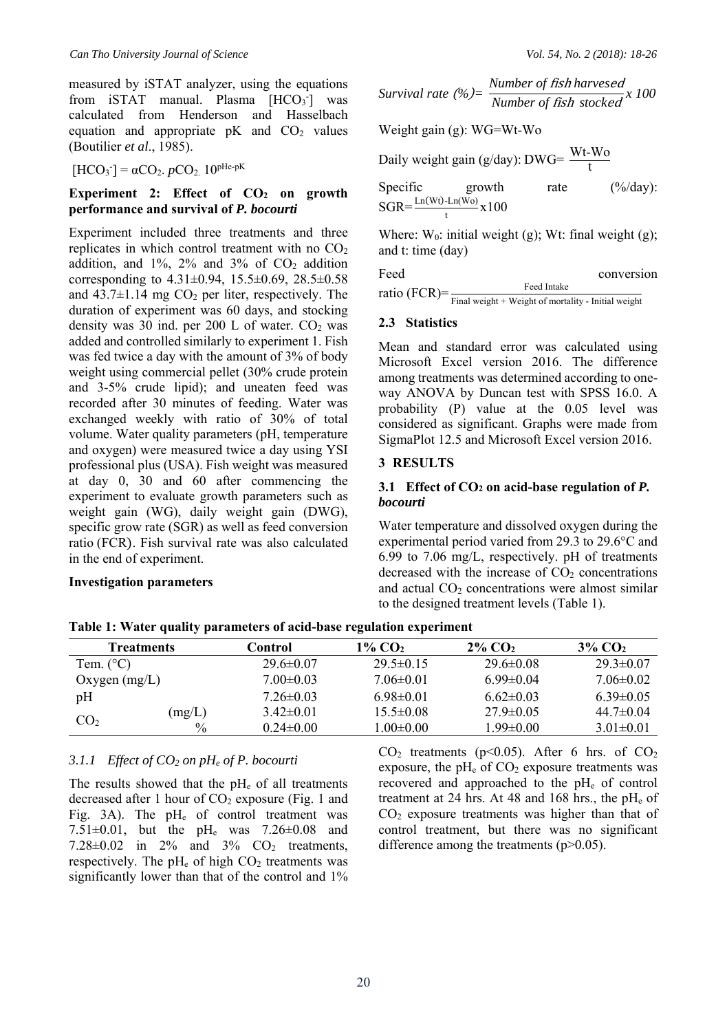measured by iSTAT analyzer, using the equations from iSTAT manual. Plasma $[HCO_3^-]$ was calculated from Henderson and Hasselbach equation and appropriate pK and $CO_2$ values (Boutilier *et al*., 1985).

$$[HCO_3^-] = \alpha CO_2 . pCO_2 . 10^{pHe-pK}$$

**Experiment 2: Effect of $CO_2$ on growth performance and survival of *P. bocourti***

Experiment included three treatments and three replicates in which control treatment with no $CO_2$ addition, and 1%, 2% and 3% of $CO_2$ addition corresponding to 4.31±0.94, 15.5±0.69, 28.5±0.58 and 43.7±1.14 mg $CO_2$ per liter, respectively. The duration of experiment was 60 days, and stocking density was 30 ind. per 200 L of water. $CO_2$ was added and controlled similarly to experiment 1. Fish was fed twice a day with the amount of 3% of body weight using commercial pellet (30% crude protein and 3-5% crude lipid); and uneaten feed was recorded after 30 minutes of feeding. Water was exchanged weekly with ratio of 30% of total volume. Water quality parameters (pH, temperature and oxygen) were measured twice a day using YSI professional plus (USA). Fish weight was measured at day 0, 30 and 60 after commencing the experiment to evaluate growth parameters such as weight gain (WG), daily weight gain (DWG), specific grow rate (SGR) as well as feed conversion ratio (FCR). Fish survival rate was also calculated in the end of experiment.

**Investigation parameters**

$$\text{Survival rate (\%)} = \frac{\text{Number of fish harvesed}}{\text{Number of fish stocked}} x\ 100$$

Weight gain (g): WG=Wt-Wo

Daily weight gain (g/day): $DWG = \frac{Wt-Wo}{t}$

Specific growth rate (%/day): $SGR = \frac{Ln(Wt)-Ln(Wo)}{t} x100$

Where: $W_0$: initial weight (g); Wt: final weight (g); and t: time (day)

Feed conversion ratio $(FCR) = \frac{\text{Feed Intake}}{\text{Final weight + Weight of mortality - Initial weight}}$

### 2.3 Statistics

Mean and standard error was calculated using Microsoft Excel version 2016. The difference among treatments was determined according to one-way ANOVA by Duncan test with SPSS 16.0. A probability (P) value at the 0.05 level was considered as significant. Graphs were made from SigmaPlot 12.5 and Microsoft Excel version 2016.

## 3 RESULTS

### 3.1 Effect of $CO_2$ on acid-base regulation of *P. bocourti*

Water temperature and dissolved oxygen during the experimental period varied from 29.3 to 29.6°C and 6.99 to 7.06 mg/L, respectively. pH of treatments decreased with the increase of $CO_2$ concentrations and actual $CO_2$ concentrations were almost similar to the designed treatment levels (Table 1).

**Table 1: Water quality parameters of acid-base regulation experiment**

| Treatments | | Control | 1% $CO_2$ | 2% $CO_2$ | 3% $CO_2$ |
|---|---|---|---|---|---|
| Tem. (°C) | | 29.6±0.07 | 29.5±0.15 | 29.6±0.08 | 29.3±0.07 |
| Oxygen (mg/L) | | 7.00±0.03 | 7.06±0.01 | 6.99±0.04 | 7.06±0.02 |
| pH | | 7.26±0.03 | 6.98±0.01 | 6.62±0.03 | 6.39±0.05 |
| $CO_2$ | (mg/L) | 3.42±0.01 | 15.5±0.08 | 27.9±0.05 | 44.7±0.04 |
| | % | 0.24±0.00 | 1.00±0.00 | 1.99±0.00 | 3.01±0.01 |

#### 3.1.1 Effect of $CO_2$ on $pH_e$ of *P. bocourti*

The results showed that the $pH_e$ of all treatments decreased after 1 hour of $CO_2$ exposure (Fig. 1 and Fig. 3A). The $pH_e$ of control treatment was 7.51±0.01, but the $pH_e$ was 7.26±0.08 and 7.28±0.02 in 2% and 3% $CO_2$ treatments, respectively. The $pH_e$ of high $CO_2$ treatments was significantly lower than that of the control and 1% $CO_2$ treatments ($p<0.05$). After 6 hrs. of $CO_2$ exposure, the $pH_e$ of $CO_2$ exposure treatments was recovered and approached to the $pH_e$ of control treatment at 24 hrs. At 48 and 168 hrs., the $pH_e$ of $CO_2$ exposure treatments was higher than that of control treatment, but there was no significant difference among the treatments ($p>0.05$).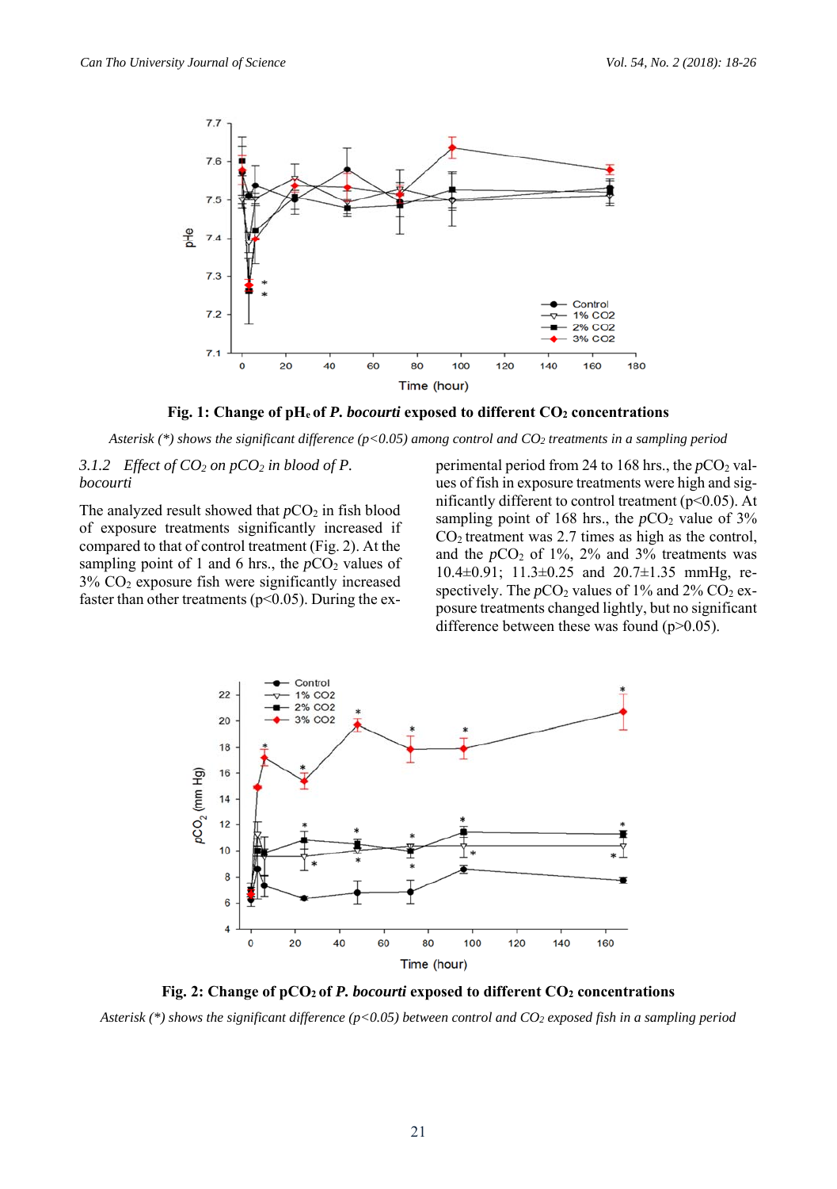**Fig. 1: Change of $pH_e$ of *P. bocourti* exposed to different $CO_2$ concentrations**

*Asterisk (*) shows the significant difference ($p<0.05$) among control and $CO_2$ treatments in a sampling period*

### *3.1.2 Effect of $CO_2$ on $pCO_2$ in blood of P. bocourti*

The analyzed result showed that $pCO_2$ in fish blood of exposure treatments significantly increased if compared to that of control treatment (Fig. 2). At the sampling point of 1 and 6 hrs., the $pCO_2$ values of 3% $CO_2$ exposure fish were significantly increased faster than other treatments ($p<0.05$). During the experimental period from 24 to 168 hrs., the $pCO_2$ values of fish in exposure treatments were high and significantly different to control treatment ($p<0.05$). At sampling point of 168 hrs., the $pCO_2$ value of 3% $CO_2$ treatment was 2.7 times as high as the control, and the $pCO_2$ of 1%, 2% and 3% treatments was 10.4±0.91; 11.3±0.25 and 20.7±1.35 mmHg, respectively. The $pCO_2$ values of 1% and 2% $CO_2$ exposure treatments changed lightly, but no significant difference between these was found ($p>0.05$).

**Fig. 2: Change of $pCO_2$ of *P. bocourti* exposed to different $CO_2$ concentrations**

*Asterisk (*) shows the significant difference ($p<0.05$) between control and $CO_2$ exposed fish in a sampling period*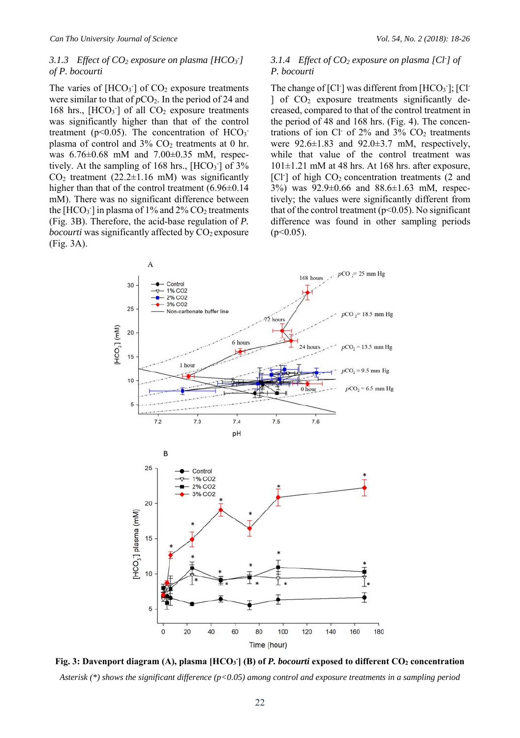### 3.1.3 Effect of $CO_2$ exposure on plasma $[HCO_3^-]$ of *P. bocourti*

The varies of $[HCO_3^-]$ of $CO_2$ exposure treatments were similar to that of $pCO_2$. In the period of 24 and 168 hrs., $[HCO_3^-]$ of all $CO_2$ exposure treatments was significantly higher than that of the control treatment ($p<0.05$). The concentration of $HCO_3^-$ plasma of control and 3% $CO_2$ treatments at 0 hr. was 6.76±0.68 mM and 7.00±0.35 mM, respectively. At the sampling of 168 hrs., $[HCO_3^-]$ of 3% $CO_2$ treatment (22.2±1.16 mM) was significantly higher than that of the control treatment (6.96±0.14 mM). There was no significant difference between the $[HCO_3^-]$ in plasma of 1% and 2% $CO_2$ treatments (Fig. 3B). Therefore, the acid-base regulation of *P. bocourti* was significantly affected by $CO_2$ exposure (Fig. 3A).

### 3.1.4 Effect of $CO_2$ exposure on plasma $[Cl^-]$ of *P. bocourti*

The change of $[Cl^-]$ was different from $[HCO_3^-]$; $[Cl^-]$ of $CO_2$ exposure treatments significantly decreased, compared to that of the control treatment in the period of 48 and 168 hrs. (Fig. 4). The concentrations of ion $Cl^-$ of 2% and 3% $CO_2$ treatments were 92.6±1.83 and 92.0±3.7 mM, respectively, while that value of the control treatment was 101±1.21 mM at 48 hrs. At 168 hrs. after exposure, $[Cl^-]$ of high $CO_2$ concentration treatments (2 and 3%) was 92.9±0.66 and 88.6±1.63 mM, respectively; the values were significantly different from that of the control treatment ($p<0.05$). No significant difference was found in other sampling periods ($p<0.05$).

**Fig. 3: Davenport diagram (A), plasma $[HCO_3^-]$ (B) of *P. bocourti* exposed to different $CO_2$ concentration**

*Asterisk (*) shows the significant difference ($p<0.05$) among control and exposure treatments in a sampling period*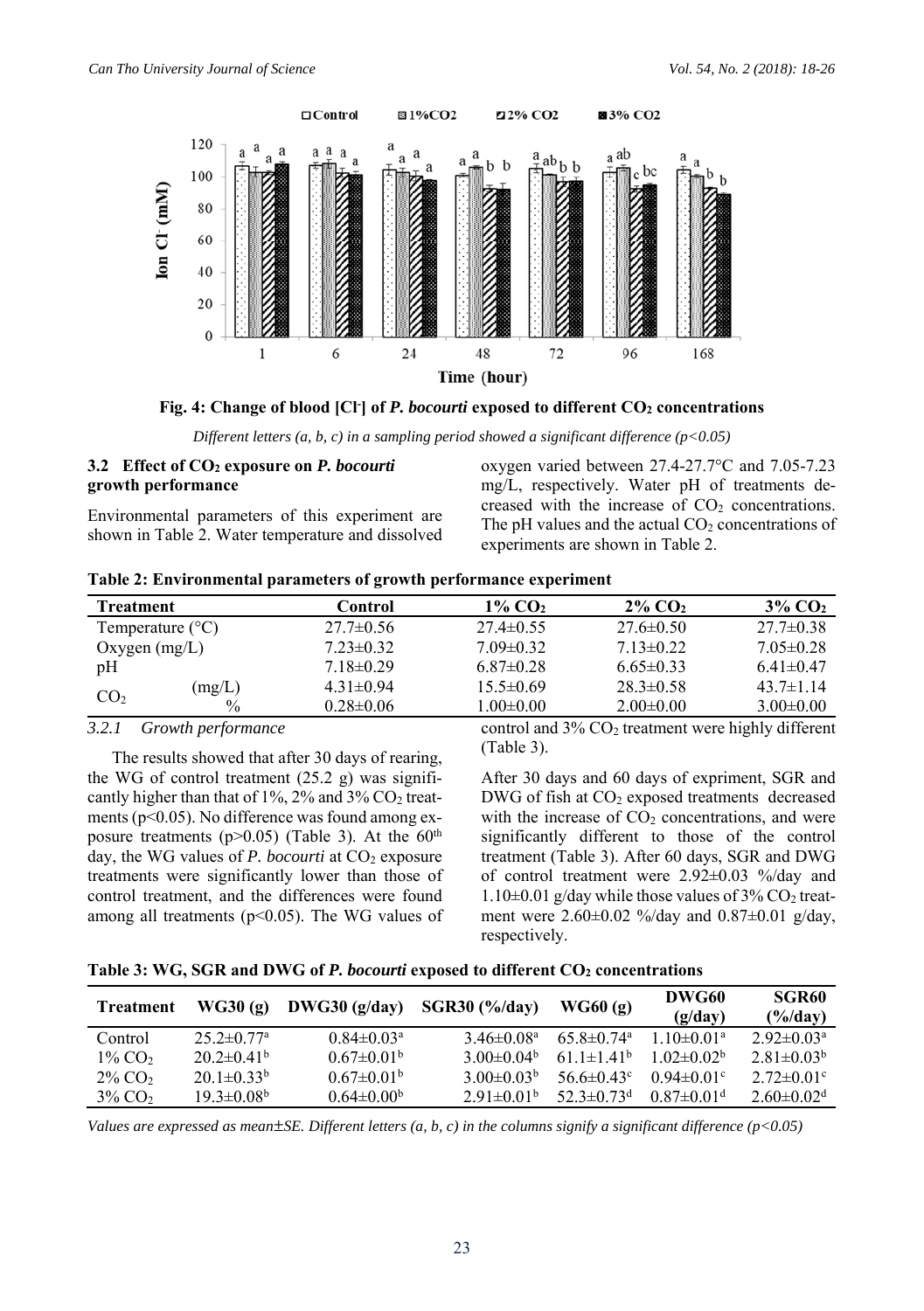**Fig. 4: Change of blood [$Cl^-$] of *P. bocourti* exposed to different $CO_2$ concentrations**

*Different letters (a, b, c) in a sampling period showed a significant difference ($p<0.05$)*

### 3.2 Effect of $CO_2$ exposure on *P. bocourti* growth performance

Environmental parameters of this experiment are shown in Table 2. Water temperature and dissolved oxygen varied between 27.4-27.7°C and 7.05-7.23 mg/L, respectively. Water pH of treatments decreased with the increase of $CO_2$ concentrations. The pH values and the actual $CO_2$ concentrations of experiments are shown in Table 2.

**Table 2: Environmental parameters of growth performance experiment**

| Treatment | | Control | 1% $CO_2$ | 2% $CO_2$ | 3% $CO_2$ |
|---|---|---|---|---|---|
| Temperature (°C) | | 27.7±0.56 | 27.4±0.55 | 27.6±0.50 | 27.7±0.38 |
| Oxygen (mg/L) | | 7.23±0.32 | 7.09±0.32 | 7.13±0.22 | 7.05±0.28 |
| pH | | 7.18±0.29 | 6.87±0.28 | 6.65±0.33 | 6.41±0.47 |
| $CO_2$ | (mg/L) | 4.31±0.94 | 15.5±0.69 | 28.3±0.58 | 43.7±1.14 |
| | % | 0.28±0.06 | 1.00±0.00 | 2.00±0.00 | 3.00±0.00 |

#### 3.2.1 Growth performance

The results showed that after 30 days of rearing, the WG of control treatment (25.2 g) was significantly higher than that of 1%, 2% and 3% $CO_2$ treatments ($p<0.05$). No difference was found among exposure treatments ($p>0.05$) (Table 3). At the 60[th] day, the WG values of *P. bocourti* at $CO_2$ exposure treatments were significantly lower than those of control treatment, and the differences were found among all treatments ($p<0.05$). The WG values of control and 3% $CO_2$ treatment were highly different (Table 3).

After 30 days and 60 days of expriment, SGR and DWG of fish at $CO_2$ exposed treatments decreased with the increase of $CO_2$ concentrations, and were significantly different to those of the control treatment (Table 3). After 60 days, SGR and DWG of control treatment were 2.92±0.03 %/day and 1.10±0.01 g/day while those values of 3% $CO_2$ treatment were 2.60±0.02 %/day and 0.87±0.01 g/day, respectively.

**Table 3: WG, SGR and DWG of *P. bocourti* exposed to different $CO_2$ concentrations**

| Treatment | WG30 (g) | DWG30 (g/day) | SGR30 (%/day) | WG60 (g) | DWG60 (g/day) | SGR60 (%/day) |
|---|---|---|---|---|---|---|
| Control | 25.2±0.77[a] | 0.84±0.03[a] | 3.46±0.08[a] | 65.8±0.74[a] | 1.10±0.01[a] | 2.92±0.03[a] |
| 1% $CO_2$ | 20.2±0.41[b] | 0.67±0.01[b] | 3.00±0.04[b] | 61.1±1.41[b] | 1.02±0.02[b] | 2.81±0.03[b] |
| 2% $CO_2$ | 20.1±0.33[b] | 0.67±0.01[b] | 3.00±0.03[b] | 56.6±0.43[c] | 0.94±0.01[c] | 2.72±0.01[c] |
| 3% $CO_2$ | 19.3±0.08[b] | 0.64±0.00[b] | 2.91±0.01[b] | 52.3±0.73[d] | 0.87±0.01[d] | 2.60±0.02[d] |

*Values are expressed as mean±SE. Different letters (a, b, c) in the columns signify a significant difference ($p<0.05$)*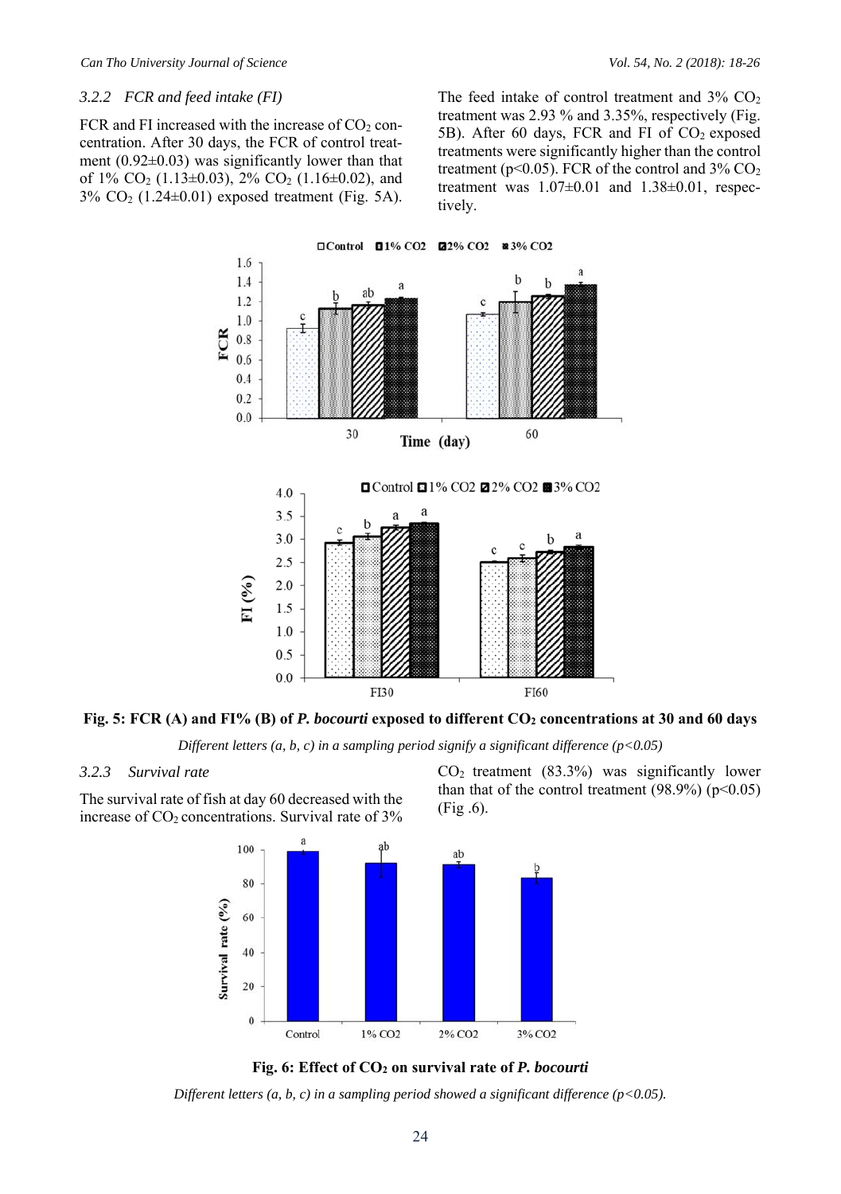### 3.2.2 FCR and feed intake (FI)

FCR and FI increased with the increase of $CO_2$ concentration. After 30 days, the FCR of control treatment (0.92±0.03) was significantly lower than that of 1% $CO_2$ (1.13±0.03), 2% $CO_2$ (1.16±0.02), and 3% $CO_2$ (1.24±0.01) exposed treatment (Fig. 5A). The feed intake of control treatment and 3% $CO_2$ treatment was 2.93 % and 3.35%, respectively (Fig. 5B). After 60 days, FCR and FI of $CO_2$ exposed treatments were significantly higher than the control treatment ($p<0.05$). FCR of the control and 3% $CO_2$ treatment was 1.07±0.01 and 1.38±0.01, respectively.

**Fig. 5: FCR (A) and FI% (B) of *P. bocourti* exposed to different $CO_2$ concentrations at 30 and 60 days**

*Different letters (a, b, c) in a sampling period signify a significant difference ($p<0.05$)*

### 3.2.3 Survival rate

The survival rate of fish at day 60 decreased with the increase of $CO_2$ concentrations. Survival rate of 3% $CO_2$ treatment (83.3%) was significantly lower than that of the control treatment (98.9%) ($p<0.05$) (Fig .6).

**Fig. 6: Effect of $CO_2$ on survival rate of *P. bocourti***

*Different letters (a, b, c) in a sampling period showed a significant difference ($p<0.05$).*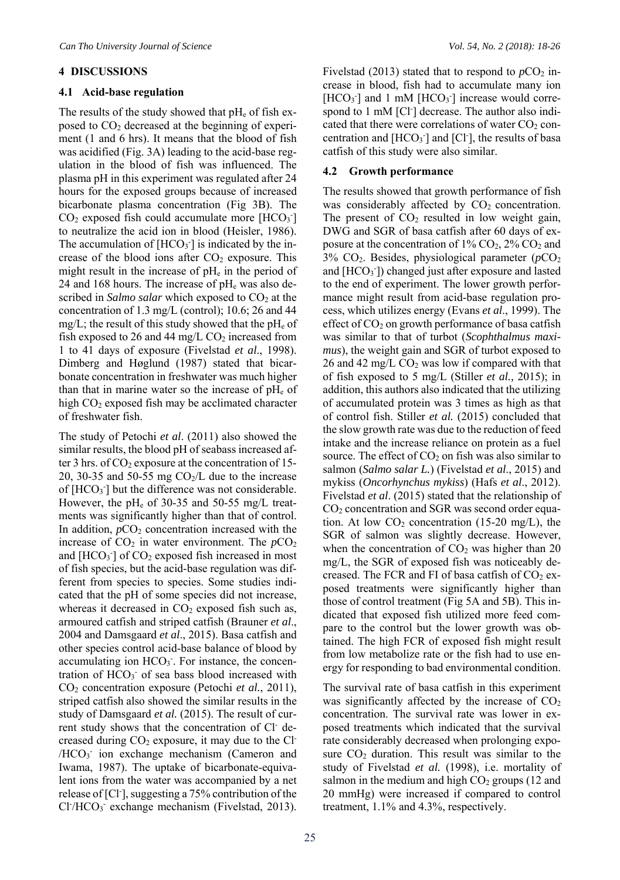## 4 DISCUSSIONS

### 4.1 Acid-base regulation

The results of the study showed that $pH_e$ of fish exposed to $CO_2$ decreased at the beginning of experiment (1 and 6 hrs). It means that the blood of fish was acidified (Fig. 3A) leading to the acid-base regulation in the blood of fish was influenced. The plasma pH in this experiment was regulated after 24 hours for the exposed groups because of increased bicarbonate plasma concentration (Fig 3B). The $CO_2$ exposed fish could accumulate more $[HCO_3^-]$ to neutralize the acid ion in blood (Heisler, 1986). The accumulation of $[HCO_3^-]$ is indicated by the increase of the blood ions after $CO_2$ exposure. This might result in the increase of $pH_e$ in the period of 24 and 168 hours. The increase of $pH_e$ was also described in *Salmo salar* which exposed to $CO_2$ at the concentration of 1.3 mg/L (control); 10.6; 26 and 44 mg/L; the result of this study showed that the $pH_e$ of fish exposed to 26 and 44 mg/L $CO_2$ increased from 1 to 41 days of exposure (Fivelstad *et al*., 1998). Dimberg and Høglund (1987) stated that bicarbonate concentration in freshwater was much higher than that in marine water so the increase of $pH_e$ of high $CO_2$ exposed fish may be acclimated character of freshwater fish.

The study of Petochi *et al.* (2011) also showed the similar results, the blood pH of seabass increased after 3 hrs. of $CO_2$ exposure at the concentration of 15-20, 30-35 and 50-55 mg $CO_2$/L due to the increase of $[HCO_3^-]$ but the difference was not considerable. However, the $pH_e$ of 30-35 and 50-55 mg/L treatments was significantly higher than that of control. In addition, $pCO_2$ concentration increased with the increase of $CO_2$ in water environment. The $pCO_2$ and $[HCO_3^-]$ of $CO_2$ exposed fish increased in most of fish species, but the acid-base regulation was different from species to species. Some studies indicated that the pH of some species did not increase, whereas it decreased in $CO_2$ exposed fish such as, armoured catfish and striped catfish (Brauner *et al*., 2004 and Damsgaard *et al*., 2015). Basa catfish and other species control acid-base balance of blood by accumulating ion $HCO_3^-$. For instance, the concentration of $HCO_3^-$ of sea bass blood increased with $CO_2$ concentration exposure (Petochi *et al.*, 2011), striped catfish also showed the similar results in the study of Damsgaard *et al.* (2015). The result of current study shows that the concentration of $Cl^-$ decreased during $CO_2$ exposure, it may due to the $Cl^-$/$HCO_3^-$ ion exchange mechanism (Cameron and Iwama, 1987). The uptake of bicarbonate-equivalent ions from the water was accompanied by a net release of $[Cl^-]$, suggesting a 75% contribution of the $Cl^-/HCO_3^-$ exchange mechanism (Fivelstad, 2013). Fivelstad (2013) stated that to respond to $pCO_2$ increase in blood, fish had to accumulate many ion $[HCO_3^-]$ and 1 mM $[HCO_3^-]$ increase would correspond to 1 mM $[Cl^-]$ decrease. The author also indicated that there were correlations of water $CO_2$ concentration and $[HCO_3^-]$ and $[Cl^-]$, the results of basa catfish of this study were also similar.

### 4.2 Growth performance

The results showed that growth performance of fish was considerably affected by $CO_2$ concentration. The present of $CO_2$ resulted in low weight gain, DWG and SGR of basa catfish after 60 days of exposure at the concentration of 1% $CO_2$, 2% $CO_2$ and 3% $CO_2$. Besides, physiological parameter ($pCO_2$ and $[HCO_3^-]$) changed just after exposure and lasted to the end of experiment. The lower growth performance might result from acid-base regulation process, which utilizes energy (Evans *et al*., 1999). The effect of $CO_2$ on growth performance of basa catfish was similar to that of turbot (*Scophthalmus maximus*), the weight gain and SGR of turbot exposed to 26 and 42 mg/L $CO_2$ was low if compared with that of fish exposed to 5 mg/L (Stiller *et al.,* 2015); in addition, this authors also indicated that the utilizing of accumulated protein was 3 times as high as that of control fish. Stiller *et al.* (2015) concluded that the slow growth rate was due to the reduction of feed intake and the increase reliance on protein as a fuel source. The effect of $CO_2$ on fish was also similar to salmon (*Salmo salar L.*) (Fivelstad *et al*., 2015) and mykiss (*Oncorhynchus mykiss*) (Hafs *et al*., 2012). Fivelstad *et al*. (2015) stated that the relationship of $CO_2$ concentration and SGR was second order equation. At low $CO_2$ concentration (15-20 mg/L), the SGR of salmon was slightly decrease. However, when the concentration of $CO_2$ was higher than 20 mg/L, the SGR of exposed fish was noticeably decreased. The FCR and FI of basa catfish of $CO_2$ exposed treatments were significantly higher than those of control treatment (Fig 5A and 5B). This indicated that exposed fish utilized more feed compare to the control but the lower growth was obtained. The high FCR of exposed fish might result from low metabolize rate or the fish had to use energy for responding to bad environmental condition.

The survival rate of basa catfish in this experiment was significantly affected by the increase of $CO_2$ concentration. The survival rate was lower in exposed treatments which indicated that the survival rate considerably decreased when prolonging exposure $CO_2$ duration. This result was similar to the study of Fivelstad *et al.* (1998), i.e. mortality of salmon in the medium and high $CO_2$ groups (12 and 20 mmHg) were increased if compared to control treatment, 1.1% and 4.3%, respectively.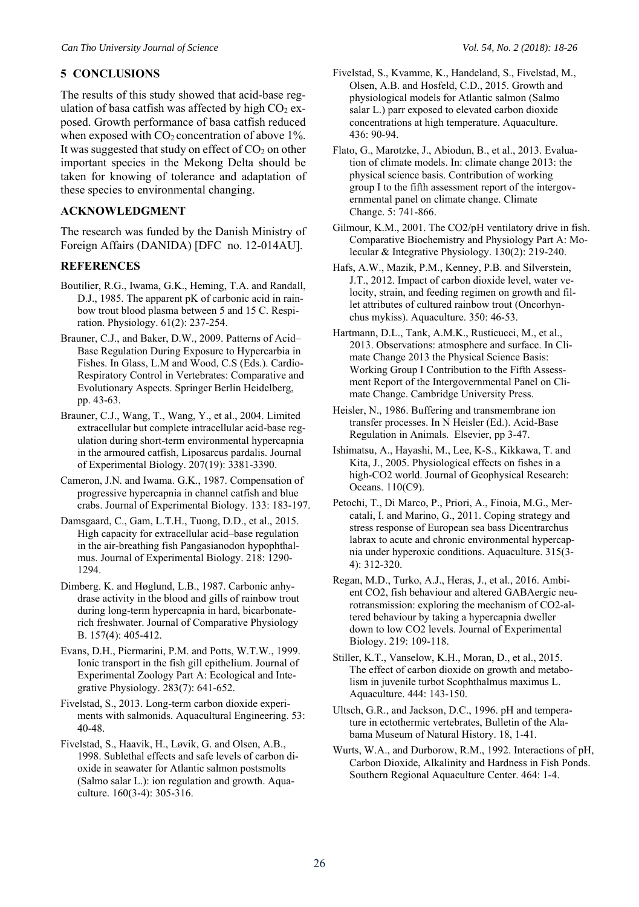## 5 CONCLUSIONS

The results of this study showed that acid-base regulation of basa catfish was affected by high $CO_2$ exposed. Growth performance of basa catfish reduced when exposed with $CO_2$ concentration of above 1%. It was suggested that study on effect of $CO_2$ on other important species in the Mekong Delta should be taken for knowing of tolerance and adaptation of these species to environmental changing.

## ACKNOWLEDGMENT

The research was funded by the Danish Ministry of Foreign Affairs (DANIDA) [DFC no. 12-014AU].

## REFERENCES

Boutilier, R.G., Iwama, G.K., Heming, T.A. and Randall, D.J., 1985. The apparent pK of carbonic acid in rainbow trout blood plasma between 5 and 15 C. Respiration. Physiology. 61(2): 237-254.

Brauner, C.J., and Baker, D.W., 2009. Patterns of Acid–Base Regulation During Exposure to Hypercarbia in Fishes. In Glass, L.M and Wood, C.S (Eds.). Cardio-Respiratory Control in Vertebrates: Comparative and Evolutionary Aspects. Springer Berlin Heidelberg, pp. 43-63.

Brauner, C.J., Wang, T., Wang, Y., et al., 2004. Limited extracellular but complete intracellular acid-base regulation during short-term environmental hypercapnia in the armoured catfish, Liposarcus pardalis. Journal of Experimental Biology. 207(19): 3381-3390.

Cameron, J.N. and Iwama. G.K., 1987. Compensation of progressive hypercapnia in channel catfish and blue crabs. Journal of Experimental Biology. 133: 183-197.

Damsgaard, C., Gam, L.T.H., Tuong, D.D., et al., 2015. High capacity for extracellular acid–base regulation in the air-breathing fish Pangasianodon hypophthalmus. Journal of Experimental Biology. 218: 1290-1294.

Dimberg. K. and Høglund, L.B., 1987. Carbonic anhydrase activity in the blood and gills of rainbow trout during long-term hypercapnia in hard, bicarbonate-rich freshwater. Journal of Comparative Physiology B. 157(4): 405-412.

Evans, D.H., Piermarini, P.M. and Potts, W.T.W., 1999. Ionic transport in the fish gill epithelium. Journal of Experimental Zoology Part A: Ecological and Integrative Physiology. 283(7): 641-652.

Fivelstad, S., 2013. Long-term carbon dioxide experiments with salmonids. Aquacultural Engineering. 53: 40-48.

Fivelstad, S., Haavik, H., Løvik, G. and Olsen, A.B., 1998. Sublethal effects and safe levels of carbon dioxide in seawater for Atlantic salmon postsmolts (Salmo salar L.): ion regulation and growth. Aquaculture. 160(3-4): 305-316.

Fivelstad, S., Kvamme, K., Handeland, S., Fivelstad, M., Olsen, A.B. and Hosfeld, C.D., 2015. Growth and physiological models for Atlantic salmon (Salmo salar L.) parr exposed to elevated carbon dioxide concentrations at high temperature. Aquaculture. 436: 90-94.

Flato, G., Marotzke, J., Abiodun, B., et al., 2013. Evaluation of climate models. In: climate change 2013: the physical science basis. Contribution of working group I to the fifth assessment report of the intergovernmental panel on climate change. Climate Change. 5: 741-866.

Gilmour, K.M., 2001. The CO2/pH ventilatory drive in fish. Comparative Biochemistry and Physiology Part A: Molecular & Integrative Physiology. 130(2): 219-240.

Hafs, A.W., Mazik, P.M., Kenney, P.B. and Silverstein, J.T., 2012. Impact of carbon dioxide level, water velocity, strain, and feeding regimen on growth and fillet attributes of cultured rainbow trout (Oncorhynchus mykiss). Aquaculture. 350: 46-53.

Hartmann, D.L., Tank, A.M.K., Rusticucci, M., et al., 2013. Observations: atmosphere and surface. In Climate Change 2013 the Physical Science Basis: Working Group I Contribution to the Fifth Assessment Report of the Intergovernmental Panel on Climate Change. Cambridge University Press.

Heisler, N., 1986. Buffering and transmembrane ion transfer processes. In N Heisler (Ed.). Acid-Base Regulation in Animals. Elsevier, pp 3-47.

Ishimatsu, A., Hayashi, M., Lee, K-S., Kikkawa, T. and Kita, J., 2005. Physiological effects on fishes in a high-CO2 world. Journal of Geophysical Research: Oceans. 110(C9).

Petochi, T., Di Marco, P., Priori, A., Finoia, M.G., Mercatali, I. and Marino, G., 2011. Coping strategy and stress response of European sea bass Dicentrarchus labrax to acute and chronic environmental hypercapnia under hyperoxic conditions. Aquaculture. 315(3-4): 312-320.

Regan, M.D., Turko, A.J., Heras, J., et al., 2016. Ambient CO2, fish behaviour and altered GABAergic neurotransmission: exploring the mechanism of CO2-altered behaviour by taking a hypercapnia dweller down to low CO2 levels. Journal of Experimental Biology. 219: 109-118.

Stiller, K.T., Vanselow, K.H., Moran, D., et al., 2015. The effect of carbon dioxide on growth and metabolism in juvenile turbot Scophthalmus maximus L. Aquaculture. 444: 143-150.

Ultsch, G.R., and Jackson, D.C., 1996. pH and temperature in ectothermic vertebrates, Bulletin of the Alabama Museum of Natural History. 18, 1-41.

Wurts, W.A., and Durborow, R.M., 1992. Interactions of pH, Carbon Dioxide, Alkalinity and Hardness in Fish Ponds. Southern Regional Aquaculture Center. 464: 1-4.